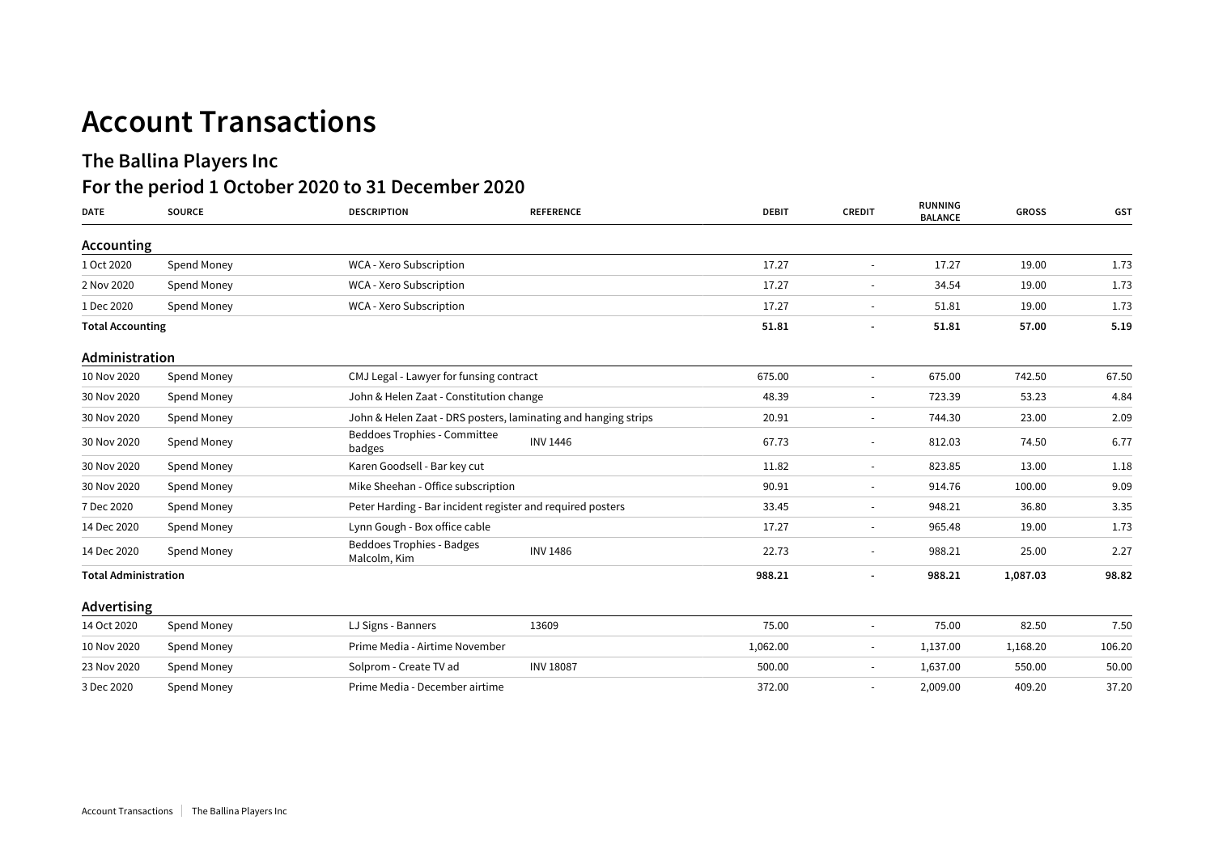# Account Transactions

## The Ballina Players Inc

## For the period 1 October 2020 to 31 December 2020

| DATE | SOURCE | DESCRIPTION | REFERENCE | DEBIT | CREDIT | RUNNING BALANCE | GROSS | GST |
|---|---|---|---|---|---|---|---|---|
| **Accounting** | | | | | | | | |
| 1 Oct 2020 | Spend Money | WCA - Xero Subscription | | 17.27 | - | 17.27 | 19.00 | 1.73 |
| 2 Nov 2020 | Spend Money | WCA - Xero Subscription | | 17.27 | - | 34.54 | 19.00 | 1.73 |
| 1 Dec 2020 | Spend Money | WCA - Xero Subscription | | 17.27 | - | 51.81 | 19.00 | 1.73 |
| **Total Accounting** | | | | **51.81** | **-** | **51.81** | **57.00** | **5.19** |
| **Administration** | | | | | | | | |
| 10 Nov 2020 | Spend Money | CMJ Legal - Lawyer for funsing contract | | 675.00 | - | 675.00 | 742.50 | 67.50 |
| 30 Nov 2020 | Spend Money | John & Helen Zaat - Constitution change | | 48.39 | - | 723.39 | 53.23 | 4.84 |
| 30 Nov 2020 | Spend Money | John & Helen Zaat - DRS posters, laminating and hanging strips | | 20.91 | - | 744.30 | 23.00 | 2.09 |
| 30 Nov 2020 | Spend Money | Beddoes Trophies - Committee badges | INV 1446 | 67.73 | - | 812.03 | 74.50 | 6.77 |
| 30 Nov 2020 | Spend Money | Karen Goodsell - Bar key cut | | 11.82 | - | 823.85 | 13.00 | 1.18 |
| 30 Nov 2020 | Spend Money | Mike Sheehan - Office subscription | | 90.91 | - | 914.76 | 100.00 | 9.09 |
| 7 Dec 2020 | Spend Money | Peter Harding - Bar incident register and required posters | | 33.45 | - | 948.21 | 36.80 | 3.35 |
| 14 Dec 2020 | Spend Money | Lynn Gough - Box office cable | | 17.27 | - | 965.48 | 19.00 | 1.73 |
| 14 Dec 2020 | Spend Money | Beddoes Trophies - Badges Malcolm, Kim | INV 1486 | 22.73 | - | 988.21 | 25.00 | 2.27 |
| **Total Administration** | | | | **988.21** | **-** | **988.21** | **1,087.03** | **98.82** |
| **Advertising** | | | | | | | | |
| 14 Oct 2020 | Spend Money | LJ Signs - Banners | 13609 | 75.00 | - | 75.00 | 82.50 | 7.50 |
| 10 Nov 2020 | Spend Money | Prime Media - Airtime November | | 1,062.00 | - | 1,137.00 | 1,168.20 | 106.20 |
| 23 Nov 2020 | Spend Money | Solprom - Create TV ad | INV 18087 | 500.00 | - | 1,637.00 | 550.00 | 50.00 |
| 3 Dec 2020 | Spend Money | Prime Media - December airtime | | 372.00 | - | 2,009.00 | 409.20 | 37.20 |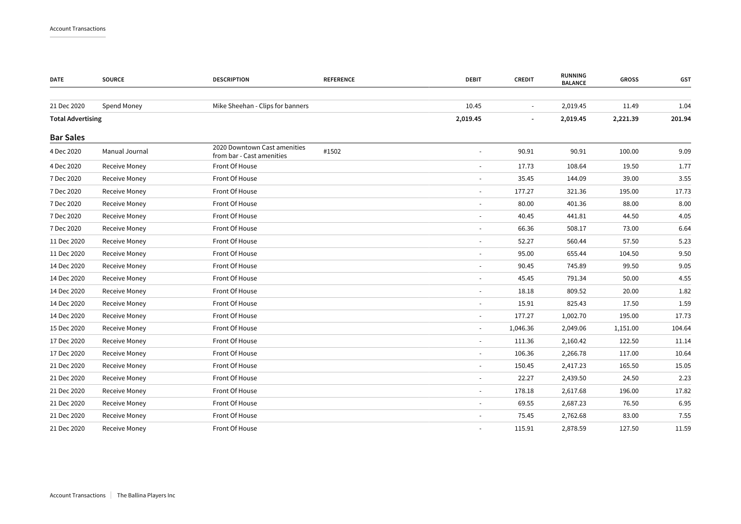| DATE | SOURCE | DESCRIPTION | REFERENCE | DEBIT | CREDIT | RUNNING BALANCE | GROSS | GST |
|---|---|---|---|---|---|---|---|---|
| 21 Dec 2020 | Spend Money | Mike Sheehan - Clips for banners | | 10.45 | - | 2,019.45 | 11.49 | 1.04 |
| **Total Advertising** | | | | **2,019.45** | **-** | **2,019.45** | **2,221.39** | **201.94** |

## Bar Sales

| DATE | SOURCE | DESCRIPTION | REFERENCE | DEBIT | CREDIT | RUNNING BALANCE | GROSS | GST |
|---|---|---|---|---|---|---|---|---|
| 4 Dec 2020 | Manual Journal | 2020 Downtown Cast amenities from bar - Cast amenities | #1502 | - | 90.91 | 90.91 | 100.00 | 9.09 |
| 4 Dec 2020 | Receive Money | Front Of House | | - | 17.73 | 108.64 | 19.50 | 1.77 |
| 7 Dec 2020 | Receive Money | Front Of House | | - | 35.45 | 144.09 | 39.00 | 3.55 |
| 7 Dec 2020 | Receive Money | Front Of House | | - | 177.27 | 321.36 | 195.00 | 17.73 |
| 7 Dec 2020 | Receive Money | Front Of House | | - | 80.00 | 401.36 | 88.00 | 8.00 |
| 7 Dec 2020 | Receive Money | Front Of House | | - | 40.45 | 441.81 | 44.50 | 4.05 |
| 7 Dec 2020 | Receive Money | Front Of House | | - | 66.36 | 508.17 | 73.00 | 6.64 |
| 11 Dec 2020 | Receive Money | Front Of House | | - | 52.27 | 560.44 | 57.50 | 5.23 |
| 11 Dec 2020 | Receive Money | Front Of House | | - | 95.00 | 655.44 | 104.50 | 9.50 |
| 14 Dec 2020 | Receive Money | Front Of House | | - | 90.45 | 745.89 | 99.50 | 9.05 |
| 14 Dec 2020 | Receive Money | Front Of House | | - | 45.45 | 791.34 | 50.00 | 4.55 |
| 14 Dec 2020 | Receive Money | Front Of House | | - | 18.18 | 809.52 | 20.00 | 1.82 |
| 14 Dec 2020 | Receive Money | Front Of House | | - | 15.91 | 825.43 | 17.50 | 1.59 |
| 14 Dec 2020 | Receive Money | Front Of House | | - | 177.27 | 1,002.70 | 195.00 | 17.73 |
| 15 Dec 2020 | Receive Money | Front Of House | | - | 1,046.36 | 2,049.06 | 1,151.00 | 104.64 |
| 17 Dec 2020 | Receive Money | Front Of House | | - | 111.36 | 2,160.42 | 122.50 | 11.14 |
| 17 Dec 2020 | Receive Money | Front Of House | | - | 106.36 | 2,266.78 | 117.00 | 10.64 |
| 21 Dec 2020 | Receive Money | Front Of House | | - | 150.45 | 2,417.23 | 165.50 | 15.05 |
| 21 Dec 2020 | Receive Money | Front Of House | | - | 22.27 | 2,439.50 | 24.50 | 2.23 |
| 21 Dec 2020 | Receive Money | Front Of House | | - | 178.18 | 2,617.68 | 196.00 | 17.82 |
| 21 Dec 2020 | Receive Money | Front Of House | | - | 69.55 | 2,687.23 | 76.50 | 6.95 |
| 21 Dec 2020 | Receive Money | Front Of House | | - | 75.45 | 2,762.68 | 83.00 | 7.55 |
| 21 Dec 2020 | Receive Money | Front Of House | | - | 115.91 | 2,878.59 | 127.50 | 11.59 |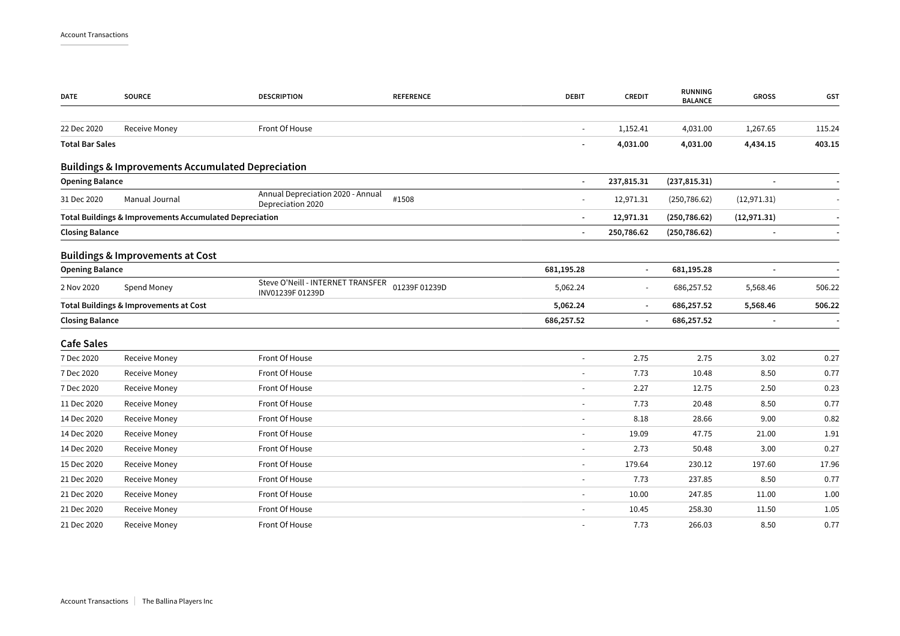| DATE | SOURCE | DESCRIPTION | REFERENCE | DEBIT | CREDIT | RUNNING BALANCE | GROSS | GST |
|---|---|---|---|---|---|---|---|---|
| 22 Dec 2020 | Receive Money | Front Of House | | - | 1,152.41 | 4,031.00 | 1,267.65 | 115.24 |
| **Total Bar Sales** | | | | **-** | **4,031.00** | **4,031.00** | **4,434.15** | **403.15** |

## Buildings & Improvements Accumulated Depreciation

| DATE | SOURCE | DESCRIPTION | REFERENCE | DEBIT | CREDIT | RUNNING BALANCE | GROSS | GST |
|---|---|---|---|---|---|---|---|---|
| **Opening Balance** | | | | **-** | **237,815.31** | **(237,815.31)** | **-** | **-** |
| 31 Dec 2020 | Manual Journal | Annual Depreciation 2020 - Annual Depreciation 2020 | #1508 | - | 12,971.31 | (250,786.62) | (12,971.31) | - |
| **Total Buildings & Improvements Accumulated Depreciation** | | | | **-** | **12,971.31** | **(250,786.62)** | **(12,971.31)** | **-** |
| **Closing Balance** | | | | **-** | **250,786.62** | **(250,786.62)** | **-** | **-** |

## Buildings & Improvements at Cost

| DATE | SOURCE | DESCRIPTION | REFERENCE | DEBIT | CREDIT | RUNNING BALANCE | GROSS | GST |
|---|---|---|---|---|---|---|---|---|
| **Opening Balance** | | | | **681,195.28** | **-** | **681,195.28** | **-** | **-** |
| 2 Nov 2020 | Spend Money | Steve O'Neill - INTERNET TRANSFER INV01239F 01239D | 01239F 01239D | 5,062.24 | - | 686,257.52 | 5,568.46 | 506.22 |
| **Total Buildings & Improvements at Cost** | | | | **5,062.24** | **-** | **686,257.52** | **5,568.46** | **506.22** |
| **Closing Balance** | | | | **686,257.52** | **-** | **686,257.52** | **-** | **-** |

## Cafe Sales

| DATE | SOURCE | DESCRIPTION | REFERENCE | DEBIT | CREDIT | RUNNING BALANCE | GROSS | GST |
|---|---|---|---|---|---|---|---|---|
| 7 Dec 2020 | Receive Money | Front Of House | | - | 2.75 | 2.75 | 3.02 | 0.27 |
| 7 Dec 2020 | Receive Money | Front Of House | | - | 7.73 | 10.48 | 8.50 | 0.77 |
| 7 Dec 2020 | Receive Money | Front Of House | | - | 2.27 | 12.75 | 2.50 | 0.23 |
| 11 Dec 2020 | Receive Money | Front Of House | | - | 7.73 | 20.48 | 8.50 | 0.77 |
| 14 Dec 2020 | Receive Money | Front Of House | | - | 8.18 | 28.66 | 9.00 | 0.82 |
| 14 Dec 2020 | Receive Money | Front Of House | | - | 19.09 | 47.75 | 21.00 | 1.91 |
| 14 Dec 2020 | Receive Money | Front Of House | | - | 2.73 | 50.48 | 3.00 | 0.27 |
| 15 Dec 2020 | Receive Money | Front Of House | | - | 179.64 | 230.12 | 197.60 | 17.96 |
| 21 Dec 2020 | Receive Money | Front Of House | | - | 7.73 | 237.85 | 8.50 | 0.77 |
| 21 Dec 2020 | Receive Money | Front Of House | | - | 10.00 | 247.85 | 11.00 | 1.00 |
| 21 Dec 2020 | Receive Money | Front Of House | | - | 10.45 | 258.30 | 11.50 | 1.05 |
| 21 Dec 2020 | Receive Money | Front Of House | | - | 7.73 | 266.03 | 8.50 | 0.77 |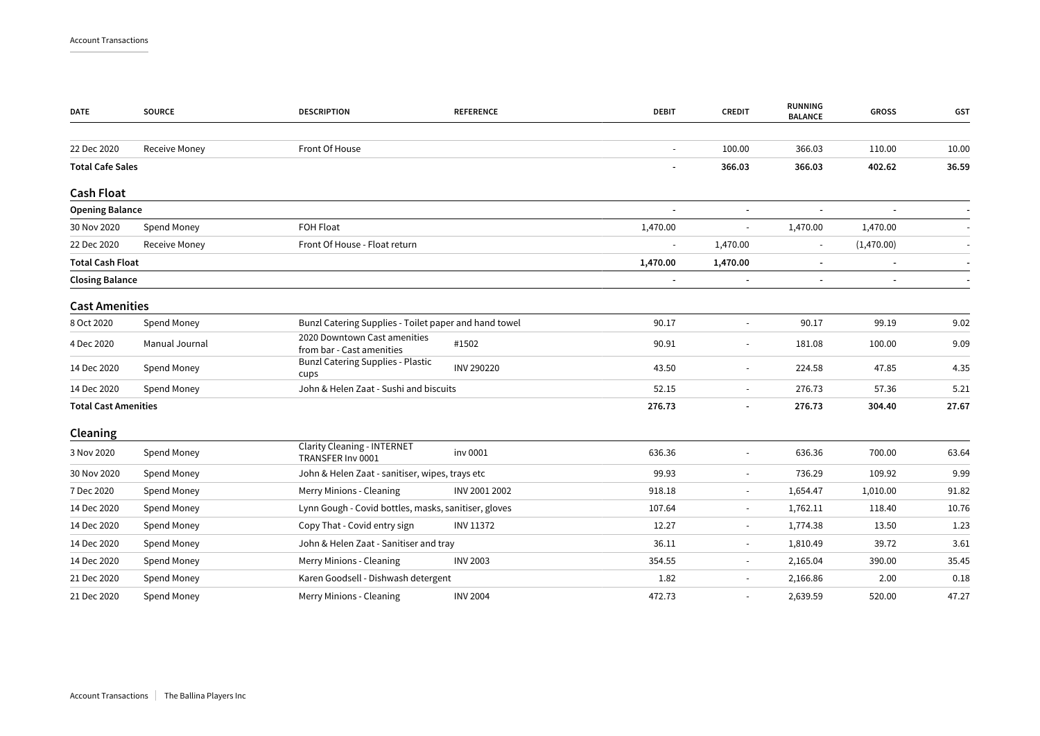| DATE | SOURCE | DESCRIPTION | REFERENCE | DEBIT | CREDIT | RUNNING BALANCE | GROSS | GST |
|---|---|---|---|---|---|---|---|---|
| 22 Dec 2020 | Receive Money | Front Of House | | - | 100.00 | 366.03 | 110.00 | 10.00 |
| **Total Cafe Sales** | | | | **-** | **366.03** | **366.03** | **402.62** | **36.59** |

## Cash Float

| DATE | SOURCE | DESCRIPTION | REFERENCE | DEBIT | CREDIT | RUNNING BALANCE | GROSS | GST |
|---|---|---|---|---|---|---|---|---|
| **Opening Balance** | | | | - | - | - | - | - |
| 30 Nov 2020 | Spend Money | FOH Float | | 1,470.00 | - | 1,470.00 | 1,470.00 | - |
| 22 Dec 2020 | Receive Money | Front Of House - Float return | | - | 1,470.00 | - | (1,470.00) | - |
| **Total Cash Float** | | | | **1,470.00** | **1,470.00** | - | - | - |
| **Closing Balance** | | | | - | - | - | - | - |

## Cast Amenities

| DATE | SOURCE | DESCRIPTION | REFERENCE | DEBIT | CREDIT | RUNNING BALANCE | GROSS | GST |
|---|---|---|---|---|---|---|---|---|
| 8 Oct 2020 | Spend Money | Bunzl Catering Supplies - Toilet paper and hand towel | | 90.17 | - | 90.17 | 99.19 | 9.02 |
| 4 Dec 2020 | Manual Journal | 2020 Downtown Cast amenities from bar - Cast amenities | #1502 | 90.91 | - | 181.08 | 100.00 | 9.09 |
| 14 Dec 2020 | Spend Money | Bunzl Catering Supplies - Plastic cups | INV 290220 | 43.50 | - | 224.58 | 47.85 | 4.35 |
| 14 Dec 2020 | Spend Money | John & Helen Zaat - Sushi and biscuits | | 52.15 | - | 276.73 | 57.36 | 5.21 |
| **Total Cast Amenities** | | | | **276.73** | **-** | **276.73** | **304.40** | **27.67** |

## Cleaning

| DATE | SOURCE | DESCRIPTION | REFERENCE | DEBIT | CREDIT | RUNNING BALANCE | GROSS | GST |
|---|---|---|---|---|---|---|---|---|
| 3 Nov 2020 | Spend Money | Clarity Cleaning - INTERNET TRANSFER Inv 0001 | inv 0001 | 636.36 | - | 636.36 | 700.00 | 63.64 |
| 30 Nov 2020 | Spend Money | John & Helen Zaat - sanitiser, wipes, trays etc | | 99.93 | - | 736.29 | 109.92 | 9.99 |
| 7 Dec 2020 | Spend Money | Merry Minions - Cleaning | INV 2001 2002 | 918.18 | - | 1,654.47 | 1,010.00 | 91.82 |
| 14 Dec 2020 | Spend Money | Lynn Gough - Covid bottles, masks, sanitiser, gloves | | 107.64 | - | 1,762.11 | 118.40 | 10.76 |
| 14 Dec 2020 | Spend Money | Copy That - Covid entry sign | INV 11372 | 12.27 | - | 1,774.38 | 13.50 | 1.23 |
| 14 Dec 2020 | Spend Money | John & Helen Zaat - Sanitiser and tray | | 36.11 | - | 1,810.49 | 39.72 | 3.61 |
| 14 Dec 2020 | Spend Money | Merry Minions - Cleaning | INV 2003 | 354.55 | - | 2,165.04 | 390.00 | 35.45 |
| 21 Dec 2020 | Spend Money | Karen Goodsell - Dishwash detergent | | 1.82 | - | 2,166.86 | 2.00 | 0.18 |
| 21 Dec 2020 | Spend Money | Merry Minions - Cleaning | INV 2004 | 472.73 | - | 2,639.59 | 520.00 | 47.27 |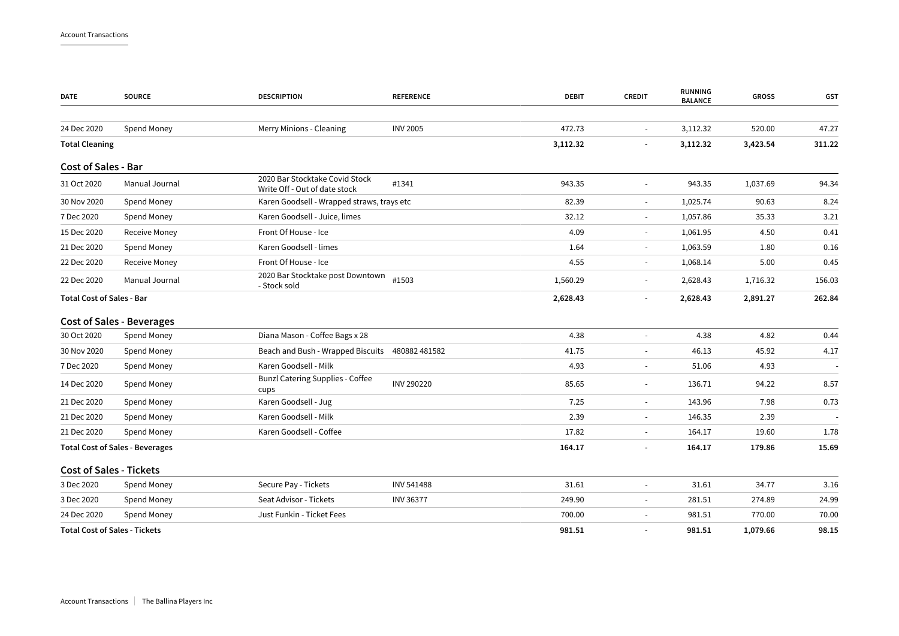| DATE | SOURCE | DESCRIPTION | REFERENCE | DEBIT | CREDIT | RUNNING BALANCE | GROSS | GST |
|---|---|---|---|---|---|---|---|---|
| 24 Dec 2020 | Spend Money | Merry Minions - Cleaning | INV 2005 | 472.73 | - | 3,112.32 | 520.00 | 47.27 |
| **Total Cleaning** | | | | **3,112.32** | **-** | **3,112.32** | **3,423.54** | **311.22** |

## Cost of Sales - Bar

| DATE | SOURCE | DESCRIPTION | REFERENCE | DEBIT | CREDIT | RUNNING BALANCE | GROSS | GST |
|---|---|---|---|---|---|---|---|---|
| 31 Oct 2020 | Manual Journal | 2020 Bar Stocktake Covid Stock Write Off - Out of date stock | #1341 | 943.35 | - | 943.35 | 1,037.69 | 94.34 |
| 30 Nov 2020 | Spend Money | Karen Goodsell - Wrapped straws, trays etc | | 82.39 | - | 1,025.74 | 90.63 | 8.24 |
| 7 Dec 2020 | Spend Money | Karen Goodsell - Juice, limes | | 32.12 | - | 1,057.86 | 35.33 | 3.21 |
| 15 Dec 2020 | Receive Money | Front Of House - Ice | | 4.09 | - | 1,061.95 | 4.50 | 0.41 |
| 21 Dec 2020 | Spend Money | Karen Goodsell - limes | | 1.64 | - | 1,063.59 | 1.80 | 0.16 |
| 22 Dec 2020 | Receive Money | Front Of House - Ice | | 4.55 | - | 1,068.14 | 5.00 | 0.45 |
| 22 Dec 2020 | Manual Journal | 2020 Bar Stocktake post Downtown - Stock sold | #1503 | 1,560.29 | - | 2,628.43 | 1,716.32 | 156.03 |
| **Total Cost of Sales - Bar** | | | | **2,628.43** | **-** | **2,628.43** | **2,891.27** | **262.84** |

## Cost of Sales - Beverages

| DATE | SOURCE | DESCRIPTION | REFERENCE | DEBIT | CREDIT | RUNNING BALANCE | GROSS | GST |
|---|---|---|---|---|---|---|---|---|
| 30 Oct 2020 | Spend Money | Diana Mason - Coffee Bags x 28 | | 4.38 | - | 4.38 | 4.82 | 0.44 |
| 30 Nov 2020 | Spend Money | Beach and Bush - Wrapped Biscuits | 480882 481582 | 41.75 | - | 46.13 | 45.92 | 4.17 |
| 7 Dec 2020 | Spend Money | Karen Goodsell - Milk | | 4.93 | - | 51.06 | 4.93 | - |
| 14 Dec 2020 | Spend Money | Bunzl Catering Supplies - Coffee cups | INV 290220 | 85.65 | - | 136.71 | 94.22 | 8.57 |
| 21 Dec 2020 | Spend Money | Karen Goodsell - Jug | | 7.25 | - | 143.96 | 7.98 | 0.73 |
| 21 Dec 2020 | Spend Money | Karen Goodsell - Milk | | 2.39 | - | 146.35 | 2.39 | - |
| 21 Dec 2020 | Spend Money | Karen Goodsell - Coffee | | 17.82 | - | 164.17 | 19.60 | 1.78 |
| **Total Cost of Sales - Beverages** | | | | **164.17** | **-** | **164.17** | **179.86** | **15.69** |

## Cost of Sales - Tickets

| DATE | SOURCE | DESCRIPTION | REFERENCE | DEBIT | CREDIT | RUNNING BALANCE | GROSS | GST |
|---|---|---|---|---|---|---|---|---|
| 3 Dec 2020 | Spend Money | Secure Pay - Tickets | INV 541488 | 31.61 | - | 31.61 | 34.77 | 3.16 |
| 3 Dec 2020 | Spend Money | Seat Advisor - Tickets | INV 36377 | 249.90 | - | 281.51 | 274.89 | 24.99 |
| 24 Dec 2020 | Spend Money | Just Funkin - Ticket Fees | | 700.00 | - | 981.51 | 770.00 | 70.00 |
| **Total Cost of Sales - Tickets** | | | | **981.51** | **-** | **981.51** | **1,079.66** | **98.15** |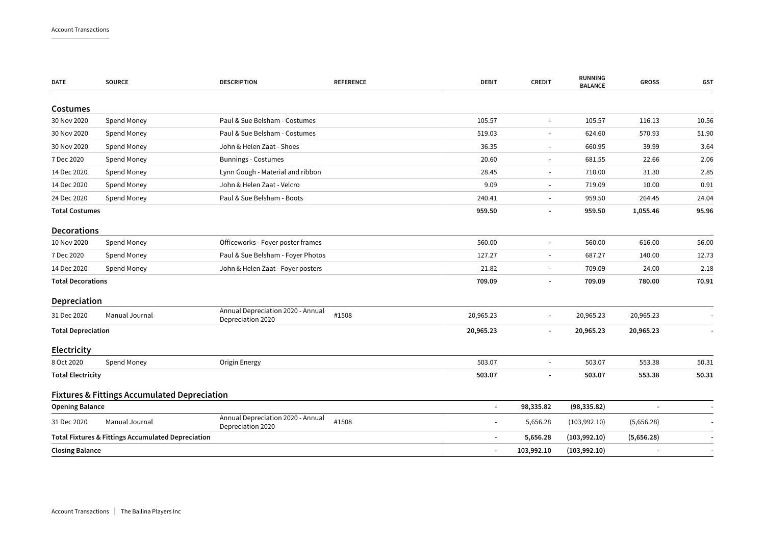| DATE | SOURCE | DESCRIPTION | REFERENCE | DEBIT | CREDIT | RUNNING BALANCE | GROSS | GST |
|---|---|---|---|---|---|---|---|---|
| **Costumes** | | | | | | | | |
| 30 Nov 2020 | Spend Money | Paul & Sue Belsham - Costumes | | 105.57 | - | 105.57 | 116.13 | 10.56 |
| 30 Nov 2020 | Spend Money | Paul & Sue Belsham - Costumes | | 519.03 | - | 624.60 | 570.93 | 51.90 |
| 30 Nov 2020 | Spend Money | John & Helen Zaat - Shoes | | 36.35 | - | 660.95 | 39.99 | 3.64 |
| 7 Dec 2020 | Spend Money | Bunnings - Costumes | | 20.60 | - | 681.55 | 22.66 | 2.06 |
| 14 Dec 2020 | Spend Money | Lynn Gough - Material and ribbon | | 28.45 | - | 710.00 | 31.30 | 2.85 |
| 14 Dec 2020 | Spend Money | John & Helen Zaat - Velcro | | 9.09 | - | 719.09 | 10.00 | 0.91 |
| 24 Dec 2020 | Spend Money | Paul & Sue Belsham - Boots | | 240.41 | - | 959.50 | 264.45 | 24.04 |
| **Total Costumes** | | | | **959.50** | **-** | **959.50** | **1,055.46** | **95.96** |
| **Decorations** | | | | | | | | |
| 10 Nov 2020 | Spend Money | Officeworks - Foyer poster frames | | 560.00 | - | 560.00 | 616.00 | 56.00 |
| 7 Dec 2020 | Spend Money | Paul & Sue Belsham - Foyer Photos | | 127.27 | - | 687.27 | 140.00 | 12.73 |
| 14 Dec 2020 | Spend Money | John & Helen Zaat - Foyer posters | | 21.82 | - | 709.09 | 24.00 | 2.18 |
| **Total Decorations** | | | | **709.09** | **-** | **709.09** | **780.00** | **70.91** |
| **Depreciation** | | | | | | | | |
| 31 Dec 2020 | Manual Journal | Annual Depreciation 2020 - Annual Depreciation 2020 | #1508 | 20,965.23 | - | 20,965.23 | 20,965.23 | - |
| **Total Depreciation** | | | | **20,965.23** | **-** | **20,965.23** | **20,965.23** | **-** |
| **Electricity** | | | | | | | | |
| 8 Oct 2020 | Spend Money | Origin Energy | | 503.07 | - | 503.07 | 553.38 | 50.31 |
| **Total Electricity** | | | | **503.07** | **-** | **503.07** | **553.38** | **50.31** |
| **Fixtures & Fittings Accumulated Depreciation** | | | | | | | | |
| **Opening Balance** | | | | **-** | **98,335.82** | **(98,335.82)** | **-** | **-** |
| 31 Dec 2020 | Manual Journal | Annual Depreciation 2020 - Annual Depreciation 2020 | #1508 | - | 5,656.28 | (103,992.10) | (5,656.28) | - |
| **Total Fixtures & Fittings Accumulated Depreciation** | | | | **-** | **5,656.28** | **(103,992.10)** | **(5,656.28)** | **-** |
| **Closing Balance** | | | | **-** | **103,992.10** | **(103,992.10)** | **-** | **-** |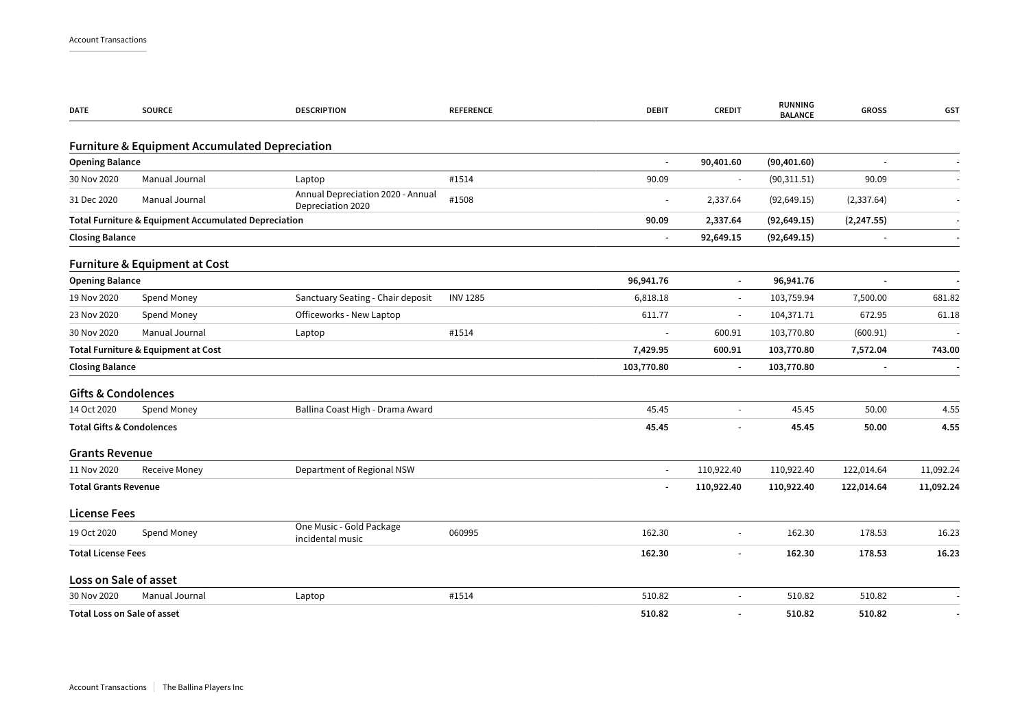Account Transactions

| DATE | SOURCE | DESCRIPTION | REFERENCE | DEBIT | CREDIT | RUNNING BALANCE | GROSS | GST |
|---|---|---|---|---|---|---|---|---|
| **Furniture & Equipment Accumulated Depreciation** | | | | | | | | |
| **Opening Balance** | | | | **-** | **90,401.60** | **(90,401.60)** | **-** | **-** |
| 30 Nov 2020 | Manual Journal | Laptop | #1514 | 90.09 | - | (90,311.51) | 90.09 | - |
| 31 Dec 2020 | Manual Journal | Annual Depreciation 2020 - Annual Depreciation 2020 | #1508 | - | 2,337.64 | (92,649.15) | (2,337.64) | - |
| **Total Furniture & Equipment Accumulated Depreciation** | | | | **90.09** | **2,337.64** | **(92,649.15)** | **(2,247.55)** | **-** |
| **Closing Balance** | | | | **-** | **92,649.15** | **(92,649.15)** | **-** | **-** |
| **Furniture & Equipment at Cost** | | | | | | | | |
| **Opening Balance** | | | | **96,941.76** | **-** | **96,941.76** | **-** | **-** |
| 19 Nov 2020 | Spend Money | Sanctuary Seating - Chair deposit | INV 1285 | 6,818.18 | - | 103,759.94 | 7,500.00 | 681.82 |
| 23 Nov 2020 | Spend Money | Officeworks - New Laptop | | 611.77 | - | 104,371.71 | 672.95 | 61.18 |
| 30 Nov 2020 | Manual Journal | Laptop | #1514 | - | 600.91 | 103,770.80 | (600.91) | - |
| **Total Furniture & Equipment at Cost** | | | | **7,429.95** | **600.91** | **103,770.80** | **7,572.04** | **743.00** |
| **Closing Balance** | | | | **103,770.80** | **-** | **103,770.80** | **-** | **-** |
| **Gifts & Condolences** | | | | | | | | |
| 14 Oct 2020 | Spend Money | Ballina Coast High - Drama Award | | 45.45 | - | 45.45 | 50.00 | 4.55 |
| **Total Gifts & Condolences** | | | | **45.45** | **-** | **45.45** | **50.00** | **4.55** |
| **Grants Revenue** | | | | | | | | |
| 11 Nov 2020 | Receive Money | Department of Regional NSW | | - | 110,922.40 | 110,922.40 | 122,014.64 | 11,092.24 |
| **Total Grants Revenue** | | | | **-** | **110,922.40** | **110,922.40** | **122,014.64** | **11,092.24** |
| **License Fees** | | | | | | | | |
| 19 Oct 2020 | Spend Money | One Music - Gold Package incidental music | 060995 | 162.30 | - | 162.30 | 178.53 | 16.23 |
| **Total License Fees** | | | | **162.30** | **-** | **162.30** | **178.53** | **16.23** |
| **Loss on Sale of asset** | | | | | | | | |
| 30 Nov 2020 | Manual Journal | Laptop | #1514 | 510.82 | - | 510.82 | 510.82 | - |
| **Total Loss on Sale of asset** | | | | **510.82** | **-** | **510.82** | **510.82** | **-** |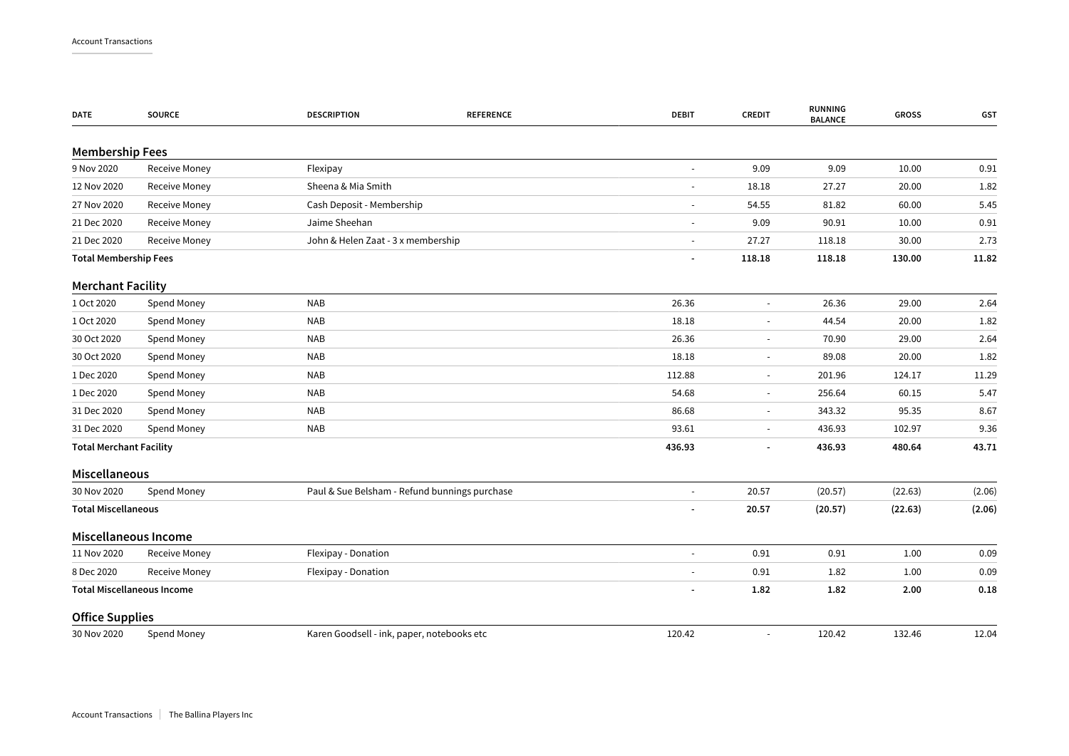Account Transactions

| DATE | SOURCE | DESCRIPTION | REFERENCE | DEBIT | CREDIT | RUNNING BALANCE | GROSS | GST |
|---|---|---|---|---|---|---|---|---|
| **Membership Fees** | | | | | | | | |
| 9 Nov 2020 | Receive Money | Flexipay | | - | 9.09 | 9.09 | 10.00 | 0.91 |
| 12 Nov 2020 | Receive Money | Sheena & Mia Smith | | - | 18.18 | 27.27 | 20.00 | 1.82 |
| 27 Nov 2020 | Receive Money | Cash Deposit - Membership | | - | 54.55 | 81.82 | 60.00 | 5.45 |
| 21 Dec 2020 | Receive Money | Jaime Sheehan | | - | 9.09 | 90.91 | 10.00 | 0.91 |
| 21 Dec 2020 | Receive Money | John & Helen Zaat - 3 x membership | | - | 27.27 | 118.18 | 30.00 | 2.73 |
| **Total Membership Fees** | | | | **-** | **118.18** | **118.18** | **130.00** | **11.82** |
| **Merchant Facility** | | | | | | | | |
| 1 Oct 2020 | Spend Money | NAB | | 26.36 | - | 26.36 | 29.00 | 2.64 |
| 1 Oct 2020 | Spend Money | NAB | | 18.18 | - | 44.54 | 20.00 | 1.82 |
| 30 Oct 2020 | Spend Money | NAB | | 26.36 | - | 70.90 | 29.00 | 2.64 |
| 30 Oct 2020 | Spend Money | NAB | | 18.18 | - | 89.08 | 20.00 | 1.82 |
| 1 Dec 2020 | Spend Money | NAB | | 112.88 | - | 201.96 | 124.17 | 11.29 |
| 1 Dec 2020 | Spend Money | NAB | | 54.68 | - | 256.64 | 60.15 | 5.47 |
| 31 Dec 2020 | Spend Money | NAB | | 86.68 | - | 343.32 | 95.35 | 8.67 |
| 31 Dec 2020 | Spend Money | NAB | | 93.61 | - | 436.93 | 102.97 | 9.36 |
| **Total Merchant Facility** | | | | **436.93** | **-** | **436.93** | **480.64** | **43.71** |
| **Miscellaneous** | | | | | | | | |
| 30 Nov 2020 | Spend Money | Paul & Sue Belsham - Refund bunnings purchase | | - | 20.57 | (20.57) | (22.63) | (2.06) |
| **Total Miscellaneous** | | | | **-** | **20.57** | **(20.57)** | **(22.63)** | **(2.06)** |
| **Miscellaneous Income** | | | | | | | | |
| 11 Nov 2020 | Receive Money | Flexipay - Donation | | - | 0.91 | 0.91 | 1.00 | 0.09 |
| 8 Dec 2020 | Receive Money | Flexipay - Donation | | - | 0.91 | 1.82 | 1.00 | 0.09 |
| **Total Miscellaneous Income** | | | | **-** | **1.82** | **1.82** | **2.00** | **0.18** |
| **Office Supplies** | | | | | | | | |
| 30 Nov 2020 | Spend Money | Karen Goodsell - ink, paper, notebooks etc | | 120.42 | - | 120.42 | 132.46 | 12.04 |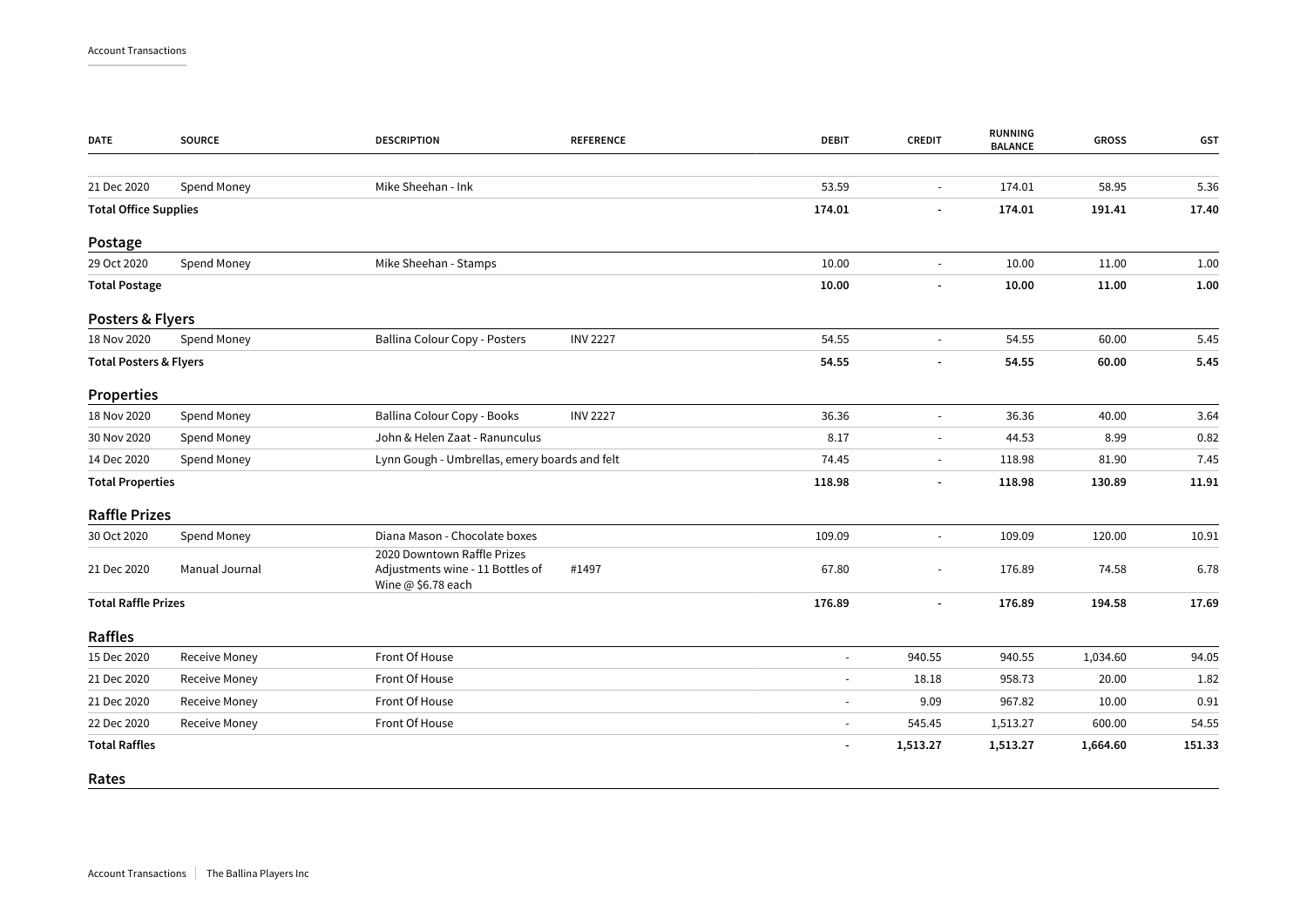| DATE | SOURCE | DESCRIPTION | REFERENCE | DEBIT | CREDIT | RUNNING BALANCE | GROSS | GST |
|---|---|---|---|---|---|---|---|---|
| 21 Dec 2020 | Spend Money | Mike Sheehan - Ink | | 53.59 | - | 174.01 | 58.95 | 5.36 |
| **Total Office Supplies** | | | | **174.01** | **-** | **174.01** | **191.41** | **17.40** |
| **Postage** | | | | | | | | |
| 29 Oct 2020 | Spend Money | Mike Sheehan - Stamps | | 10.00 | - | 10.00 | 11.00 | 1.00 |
| **Total Postage** | | | | **10.00** | **-** | **10.00** | **11.00** | **1.00** |
| **Posters & Flyers** | | | | | | | | |
| 18 Nov 2020 | Spend Money | Ballina Colour Copy - Posters | INV 2227 | 54.55 | - | 54.55 | 60.00 | 5.45 |
| **Total Posters & Flyers** | | | | **54.55** | **-** | **54.55** | **60.00** | **5.45** |
| **Properties** | | | | | | | | |
| 18 Nov 2020 | Spend Money | Ballina Colour Copy - Books | INV 2227 | 36.36 | - | 36.36 | 40.00 | 3.64 |
| 30 Nov 2020 | Spend Money | John & Helen Zaat - Ranunculus | | 8.17 | - | 44.53 | 8.99 | 0.82 |
| 14 Dec 2020 | Spend Money | Lynn Gough - Umbrellas, emery boards and felt | | 74.45 | - | 118.98 | 81.90 | 7.45 |
| **Total Properties** | | | | **118.98** | **-** | **118.98** | **130.89** | **11.91** |
| **Raffle Prizes** | | | | | | | | |
| 30 Oct 2020 | Spend Money | Diana Mason - Chocolate boxes | | 109.09 | - | 109.09 | 120.00 | 10.91 |
| 21 Dec 2020 | Manual Journal | 2020 Downtown Raffle Prizes Adjustments wine - 11 Bottles of Wine @ $6.78 each | #1497 | 67.80 | - | 176.89 | 74.58 | 6.78 |
| **Total Raffle Prizes** | | | | **176.89** | **-** | **176.89** | **194.58** | **17.69** |
| **Raffles** | | | | | | | | |
| 15 Dec 2020 | Receive Money | Front Of House | | - | 940.55 | 940.55 | 1,034.60 | 94.05 |
| 21 Dec 2020 | Receive Money | Front Of House | | - | 18.18 | 958.73 | 20.00 | 1.82 |
| 21 Dec 2020 | Receive Money | Front Of House | | - | 9.09 | 967.82 | 10.00 | 0.91 |
| 22 Dec 2020 | Receive Money | Front Of House | | - | 545.45 | 1,513.27 | 600.00 | 54.55 |
| **Total Raffles** | | | | **-** | **1,513.27** | **1,513.27** | **1,664.60** | **151.33** |
| **Rates** | | | | | | | | |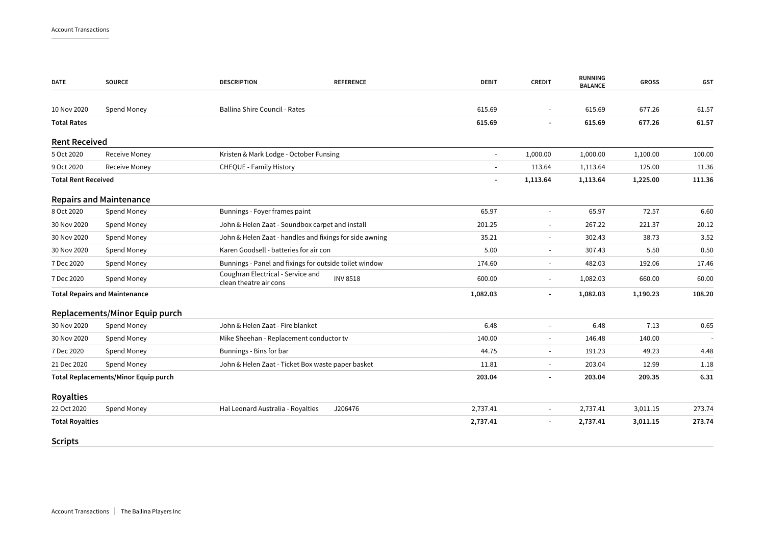| DATE | SOURCE | DESCRIPTION | REFERENCE | DEBIT | CREDIT | RUNNING BALANCE | GROSS | GST |
|---|---|---|---|---|---|---|---|---|
| 10 Nov 2020 | Spend Money | Ballina Shire Council - Rates | | 615.69 | - | 615.69 | 677.26 | 61.57 |
| **Total Rates** | | | | **615.69** | **-** | **615.69** | **677.26** | **61.57** |
| **Rent Received** | | | | | | | | |
| 5 Oct 2020 | Receive Money | Kristen & Mark Lodge - October Funsing | | - | 1,000.00 | 1,000.00 | 1,100.00 | 100.00 |
| 9 Oct 2020 | Receive Money | CHEQUE - Family History | | - | 113.64 | 1,113.64 | 125.00 | 11.36 |
| **Total Rent Received** | | | | **-** | **1,113.64** | **1,113.64** | **1,225.00** | **111.36** |
| **Repairs and Maintenance** | | | | | | | | |
| 8 Oct 2020 | Spend Money | Bunnings - Foyer frames paint | | 65.97 | - | 65.97 | 72.57 | 6.60 |
| 30 Nov 2020 | Spend Money | John & Helen Zaat - Soundbox carpet and install | | 201.25 | - | 267.22 | 221.37 | 20.12 |
| 30 Nov 2020 | Spend Money | John & Helen Zaat - handles and fixings for side awning | | 35.21 | - | 302.43 | 38.73 | 3.52 |
| 30 Nov 2020 | Spend Money | Karen Goodsell - batteries for air con | | 5.00 | - | 307.43 | 5.50 | 0.50 |
| 7 Dec 2020 | Spend Money | Bunnings - Panel and fixings for outside toilet window | | 174.60 | - | 482.03 | 192.06 | 17.46 |
| 7 Dec 2020 | Spend Money | Coughran Electrical - Service and clean theatre air cons | INV 8518 | 600.00 | - | 1,082.03 | 660.00 | 60.00 |
| **Total Repairs and Maintenance** | | | | **1,082.03** | **-** | **1,082.03** | **1,190.23** | **108.20** |
| **Replacements/Minor Equip purch** | | | | | | | | |
| 30 Nov 2020 | Spend Money | John & Helen Zaat - Fire blanket | | 6.48 | - | 6.48 | 7.13 | 0.65 |
| 30 Nov 2020 | Spend Money | Mike Sheehan - Replacement conductor tv | | 140.00 | - | 146.48 | 140.00 | - |
| 7 Dec 2020 | Spend Money | Bunnings - Bins for bar | | 44.75 | - | 191.23 | 49.23 | 4.48 |
| 21 Dec 2020 | Spend Money | John & Helen Zaat - Ticket Box waste paper basket | | 11.81 | - | 203.04 | 12.99 | 1.18 |
| **Total Replacements/Minor Equip purch** | | | | **203.04** | **-** | **203.04** | **209.35** | **6.31** |
| **Royalties** | | | | | | | | |
| 22 Oct 2020 | Spend Money | Hal Leonard Australia - Royalties | J206476 | 2,737.41 | - | 2,737.41 | 3,011.15 | 273.74 |
| **Total Royalties** | | | | **2,737.41** | **-** | **2,737.41** | **3,011.15** | **273.74** |

## Scripts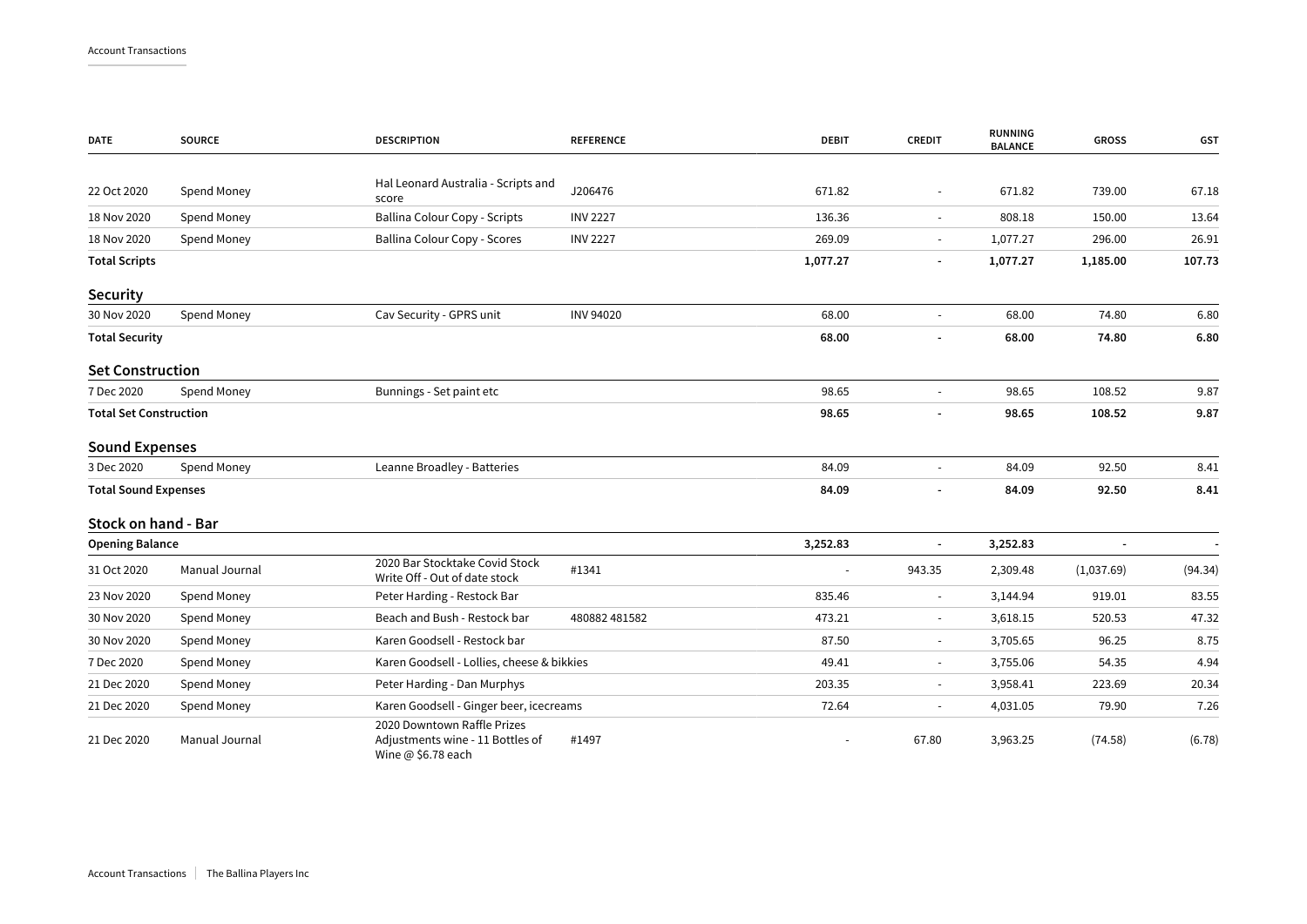| DATE | SOURCE | DESCRIPTION | REFERENCE | DEBIT | CREDIT | RUNNING BALANCE | GROSS | GST |
|---|---|---|---|---|---|---|---|---|
| 22 Oct 2020 | Spend Money | Hal Leonard Australia - Scripts and score | J206476 | 671.82 | - | 671.82 | 739.00 | 67.18 |
| 18 Nov 2020 | Spend Money | Ballina Colour Copy - Scripts | INV 2227 | 136.36 | - | 808.18 | 150.00 | 13.64 |
| 18 Nov 2020 | Spend Money | Ballina Colour Copy - Scores | INV 2227 | 269.09 | - | 1,077.27 | 296.00 | 26.91 |
| **Total Scripts** | | | | **1,077.27** | **-** | **1,077.27** | **1,185.00** | **107.73** |

## Security

| DATE | SOURCE | DESCRIPTION | REFERENCE | DEBIT | CREDIT | RUNNING BALANCE | GROSS | GST |
|---|---|---|---|---|---|---|---|---|
| 30 Nov 2020 | Spend Money | Cav Security - GPRS unit | INV 94020 | 68.00 | - | 68.00 | 74.80 | 6.80 |
| **Total Security** | | | | **68.00** | **-** | **68.00** | **74.80** | **6.80** |

## Set Construction

| DATE | SOURCE | DESCRIPTION | REFERENCE | DEBIT | CREDIT | RUNNING BALANCE | GROSS | GST |
|---|---|---|---|---|---|---|---|---|
| 7 Dec 2020 | Spend Money | Bunnings - Set paint etc | | 98.65 | - | 98.65 | 108.52 | 9.87 |
| **Total Set Construction** | | | | **98.65** | **-** | **98.65** | **108.52** | **9.87** |

## Sound Expenses

| DATE | SOURCE | DESCRIPTION | REFERENCE | DEBIT | CREDIT | RUNNING BALANCE | GROSS | GST |
|---|---|---|---|---|---|---|---|---|
| 3 Dec 2020 | Spend Money | Leanne Broadley - Batteries | | 84.09 | - | 84.09 | 92.50 | 8.41 |
| **Total Sound Expenses** | | | | **84.09** | **-** | **84.09** | **92.50** | **8.41** |

## Stock on hand - Bar

| DATE | SOURCE | DESCRIPTION | REFERENCE | DEBIT | CREDIT | RUNNING BALANCE | GROSS | GST |
|---|---|---|---|---|---|---|---|---|
| **Opening Balance** | | | | **3,252.83** | **-** | **3,252.83** | - | - |
| 31 Oct 2020 | Manual Journal | 2020 Bar Stocktake Covid Stock Write Off - Out of date stock | #1341 | - | 943.35 | 2,309.48 | (1,037.69) | (94.34) |
| 23 Nov 2020 | Spend Money | Peter Harding - Restock Bar | | 835.46 | - | 3,144.94 | 919.01 | 83.55 |
| 30 Nov 2020 | Spend Money | Beach and Bush - Restock bar | 480882 481582 | 473.21 | - | 3,618.15 | 520.53 | 47.32 |
| 30 Nov 2020 | Spend Money | Karen Goodsell - Restock bar | | 87.50 | - | 3,705.65 | 96.25 | 8.75 |
| 7 Dec 2020 | Spend Money | Karen Goodsell - Lollies, cheese & bikkies | | 49.41 | - | 3,755.06 | 54.35 | 4.94 |
| 21 Dec 2020 | Spend Money | Peter Harding - Dan Murphys | | 203.35 | - | 3,958.41 | 223.69 | 20.34 |
| 21 Dec 2020 | Spend Money | Karen Goodsell - Ginger beer, icecreams | | 72.64 | - | 4,031.05 | 79.90 | 7.26 |
| 21 Dec 2020 | Manual Journal | 2020 Downtown Raffle Prizes Adjustments wine - 11 Bottles of Wine @ $6.78 each | #1497 | - | 67.80 | 3,963.25 | (74.58) | (6.78) |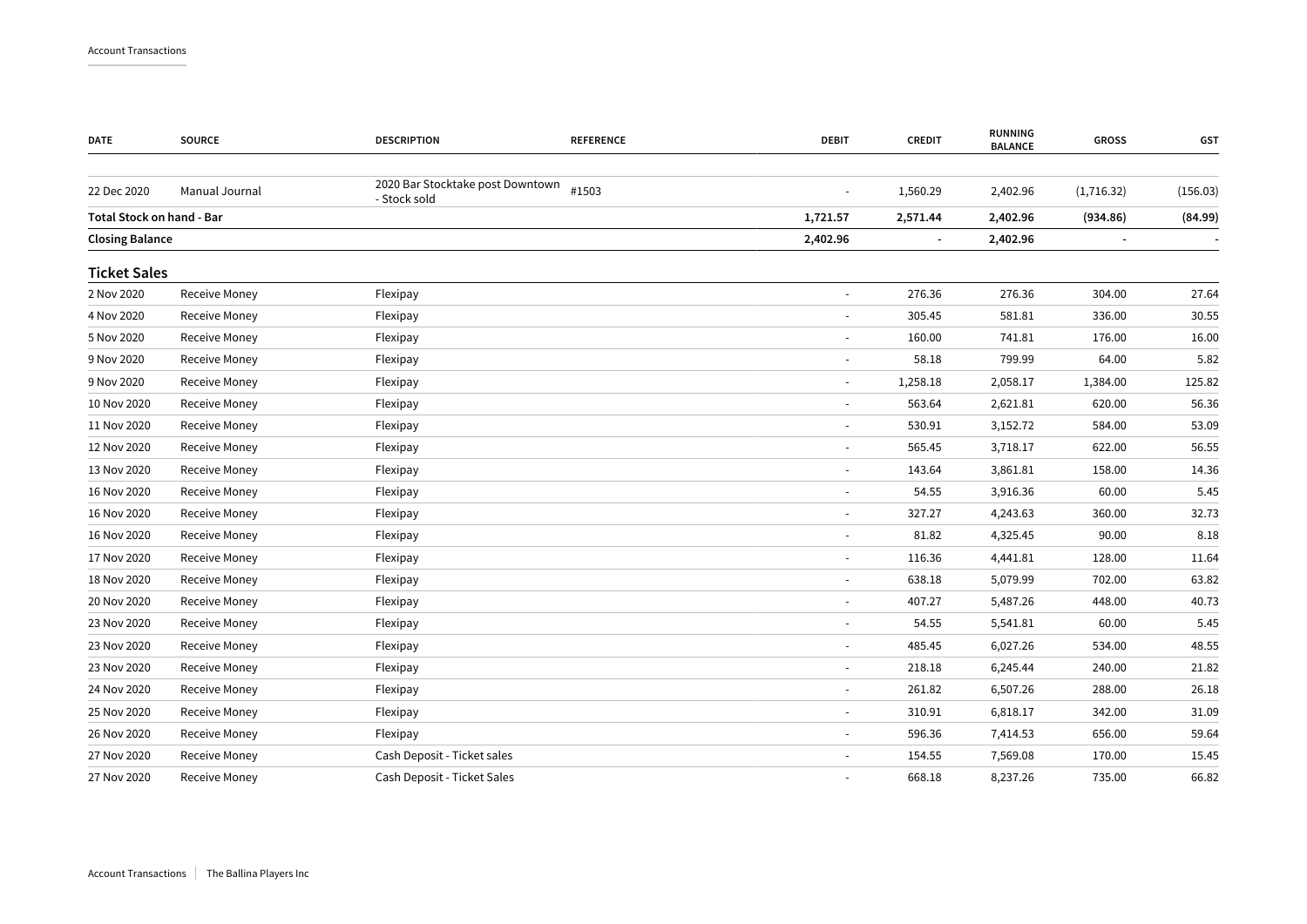| DATE | SOURCE | DESCRIPTION | REFERENCE | DEBIT | CREDIT | RUNNING BALANCE | GROSS | GST |
|---|---|---|---|---|---|---|---|---|
| 22 Dec 2020 | Manual Journal | 2020 Bar Stocktake post Downtown - Stock sold | #1503 | - | 1,560.29 | 2,402.96 | (1,716.32) | (156.03) |
| **Total Stock on hand - Bar** | | | | **1,721.57** | **2,571.44** | **2,402.96** | **(934.86)** | **(84.99)** |
| **Closing Balance** | | | | **2,402.96** | **-** | **2,402.96** | **-** | **-** |

## Ticket Sales

| DATE | SOURCE | DESCRIPTION | REFERENCE | DEBIT | CREDIT | RUNNING BALANCE | GROSS | GST |
|---|---|---|---|---|---|---|---|---|
| 2 Nov 2020 | Receive Money | Flexipay | | - | 276.36 | 276.36 | 304.00 | 27.64 |
| 4 Nov 2020 | Receive Money | Flexipay | | - | 305.45 | 581.81 | 336.00 | 30.55 |
| 5 Nov 2020 | Receive Money | Flexipay | | - | 160.00 | 741.81 | 176.00 | 16.00 |
| 9 Nov 2020 | Receive Money | Flexipay | | - | 58.18 | 799.99 | 64.00 | 5.82 |
| 9 Nov 2020 | Receive Money | Flexipay | | - | 1,258.18 | 2,058.17 | 1,384.00 | 125.82 |
| 10 Nov 2020 | Receive Money | Flexipay | | - | 563.64 | 2,621.81 | 620.00 | 56.36 |
| 11 Nov 2020 | Receive Money | Flexipay | | - | 530.91 | 3,152.72 | 584.00 | 53.09 |
| 12 Nov 2020 | Receive Money | Flexipay | | - | 565.45 | 3,718.17 | 622.00 | 56.55 |
| 13 Nov 2020 | Receive Money | Flexipay | | - | 143.64 | 3,861.81 | 158.00 | 14.36 |
| 16 Nov 2020 | Receive Money | Flexipay | | - | 54.55 | 3,916.36 | 60.00 | 5.45 |
| 16 Nov 2020 | Receive Money | Flexipay | | - | 327.27 | 4,243.63 | 360.00 | 32.73 |
| 16 Nov 2020 | Receive Money | Flexipay | | - | 81.82 | 4,325.45 | 90.00 | 8.18 |
| 17 Nov 2020 | Receive Money | Flexipay | | - | 116.36 | 4,441.81 | 128.00 | 11.64 |
| 18 Nov 2020 | Receive Money | Flexipay | | - | 638.18 | 5,079.99 | 702.00 | 63.82 |
| 20 Nov 2020 | Receive Money | Flexipay | | - | 407.27 | 5,487.26 | 448.00 | 40.73 |
| 23 Nov 2020 | Receive Money | Flexipay | | - | 54.55 | 5,541.81 | 60.00 | 5.45 |
| 23 Nov 2020 | Receive Money | Flexipay | | - | 485.45 | 6,027.26 | 534.00 | 48.55 |
| 23 Nov 2020 | Receive Money | Flexipay | | - | 218.18 | 6,245.44 | 240.00 | 21.82 |
| 24 Nov 2020 | Receive Money | Flexipay | | - | 261.82 | 6,507.26 | 288.00 | 26.18 |
| 25 Nov 2020 | Receive Money | Flexipay | | - | 310.91 | 6,818.17 | 342.00 | 31.09 |
| 26 Nov 2020 | Receive Money | Flexipay | | - | 596.36 | 7,414.53 | 656.00 | 59.64 |
| 27 Nov 2020 | Receive Money | Cash Deposit - Ticket sales | | - | 154.55 | 7,569.08 | 170.00 | 15.45 |
| 27 Nov 2020 | Receive Money | Cash Deposit - Ticket Sales | | - | 668.18 | 8,237.26 | 735.00 | 66.82 |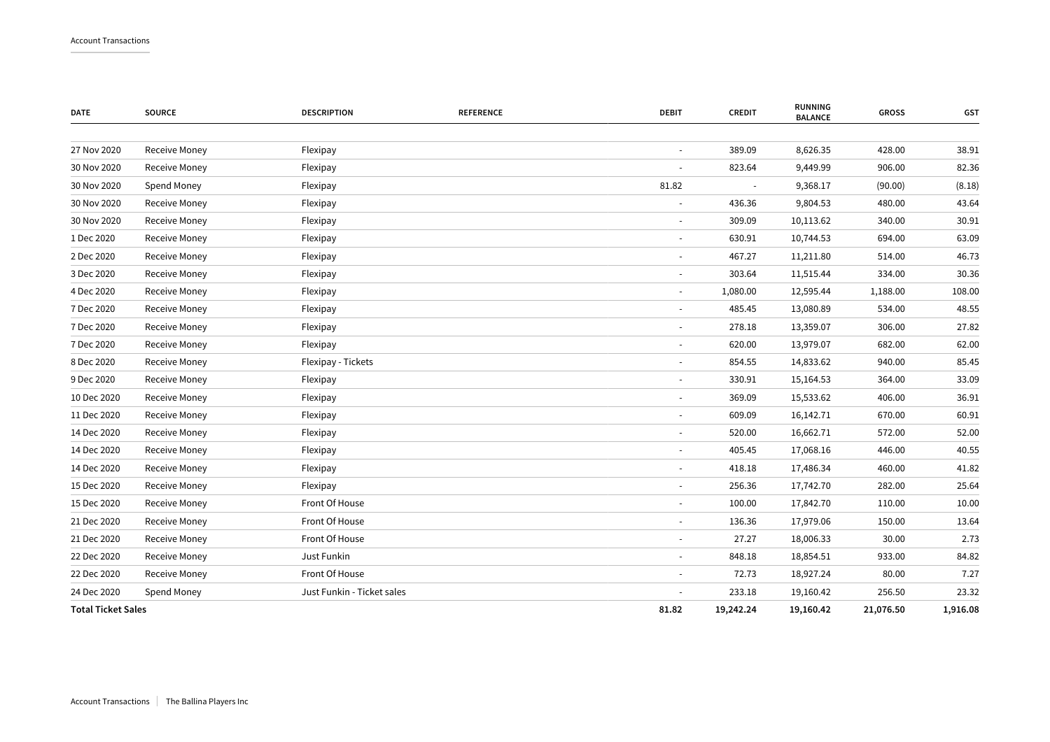| DATE | SOURCE | DESCRIPTION | REFERENCE | DEBIT | CREDIT | RUNNING BALANCE | GROSS | GST |
|---|---|---|---|---|---|---|---|---|
| 27 Nov 2020 | Receive Money | Flexipay | | - | 389.09 | 8,626.35 | 428.00 | 38.91 |
| 30 Nov 2020 | Receive Money | Flexipay | | - | 823.64 | 9,449.99 | 906.00 | 82.36 |
| 30 Nov 2020 | Spend Money | Flexipay | | 81.82 | - | 9,368.17 | (90.00) | (8.18) |
| 30 Nov 2020 | Receive Money | Flexipay | | - | 436.36 | 9,804.53 | 480.00 | 43.64 |
| 30 Nov 2020 | Receive Money | Flexipay | | - | 309.09 | 10,113.62 | 340.00 | 30.91 |
| 1 Dec 2020 | Receive Money | Flexipay | | - | 630.91 | 10,744.53 | 694.00 | 63.09 |
| 2 Dec 2020 | Receive Money | Flexipay | | - | 467.27 | 11,211.80 | 514.00 | 46.73 |
| 3 Dec 2020 | Receive Money | Flexipay | | - | 303.64 | 11,515.44 | 334.00 | 30.36 |
| 4 Dec 2020 | Receive Money | Flexipay | | - | 1,080.00 | 12,595.44 | 1,188.00 | 108.00 |
| 7 Dec 2020 | Receive Money | Flexipay | | - | 485.45 | 13,080.89 | 534.00 | 48.55 |
| 7 Dec 2020 | Receive Money | Flexipay | | - | 278.18 | 13,359.07 | 306.00 | 27.82 |
| 7 Dec 2020 | Receive Money | Flexipay | | - | 620.00 | 13,979.07 | 682.00 | 62.00 |
| 8 Dec 2020 | Receive Money | Flexipay - Tickets | | - | 854.55 | 14,833.62 | 940.00 | 85.45 |
| 9 Dec 2020 | Receive Money | Flexipay | | - | 330.91 | 15,164.53 | 364.00 | 33.09 |
| 10 Dec 2020 | Receive Money | Flexipay | | - | 369.09 | 15,533.62 | 406.00 | 36.91 |
| 11 Dec 2020 | Receive Money | Flexipay | | - | 609.09 | 16,142.71 | 670.00 | 60.91 |
| 14 Dec 2020 | Receive Money | Flexipay | | - | 520.00 | 16,662.71 | 572.00 | 52.00 |
| 14 Dec 2020 | Receive Money | Flexipay | | - | 405.45 | 17,068.16 | 446.00 | 40.55 |
| 14 Dec 2020 | Receive Money | Flexipay | | - | 418.18 | 17,486.34 | 460.00 | 41.82 |
| 15 Dec 2020 | Receive Money | Flexipay | | - | 256.36 | 17,742.70 | 282.00 | 25.64 |
| 15 Dec 2020 | Receive Money | Front Of House | | - | 100.00 | 17,842.70 | 110.00 | 10.00 |
| 21 Dec 2020 | Receive Money | Front Of House | | - | 136.36 | 17,979.06 | 150.00 | 13.64 |
| 21 Dec 2020 | Receive Money | Front Of House | | - | 27.27 | 18,006.33 | 30.00 | 2.73 |
| 22 Dec 2020 | Receive Money | Just Funkin | | - | 848.18 | 18,854.51 | 933.00 | 84.82 |
| 22 Dec 2020 | Receive Money | Front Of House | | - | 72.73 | 18,927.24 | 80.00 | 7.27 |
| 24 Dec 2020 | Spend Money | Just Funkin - Ticket sales | | - | 233.18 | 19,160.42 | 256.50 | 23.32 |
| **Total Ticket Sales** | | | | **81.82** | **19,242.24** | **19,160.42** | **21,076.50** | **1,916.08** |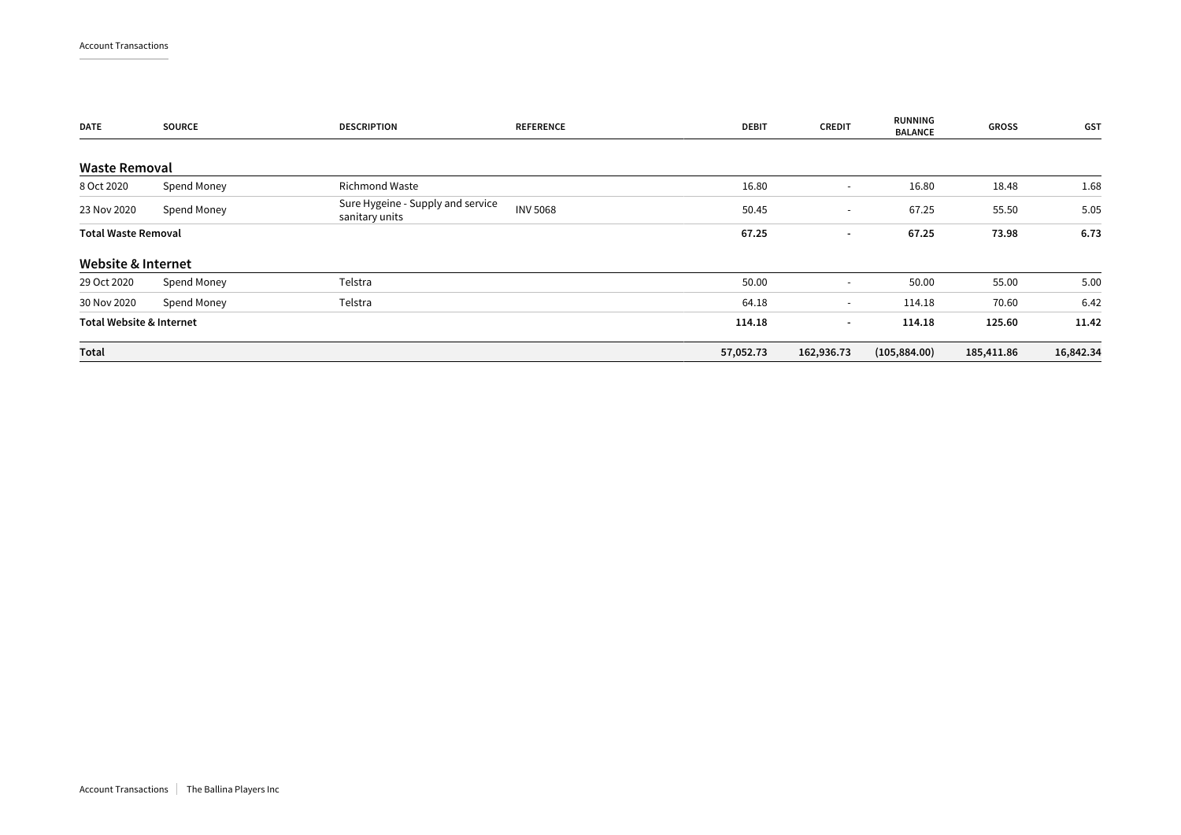| DATE | SOURCE | DESCRIPTION | REFERENCE | DEBIT | CREDIT | RUNNING BALANCE | GROSS | GST |
|---|---|---|---|---|---|---|---|---|
| **Waste Removal** | | | | | | | | |
| 8 Oct 2020 | Spend Money | Richmond Waste | | 16.80 | - | 16.80 | 18.48 | 1.68 |
| 23 Nov 2020 | Spend Money | Sure Hygeine - Supply and service sanitary units | INV 5068 | 50.45 | - | 67.25 | 55.50 | 5.05 |
| **Total Waste Removal** | | | | **67.25** | **-** | **67.25** | **73.98** | **6.73** |
| **Website & Internet** | | | | | | | | |
| 29 Oct 2020 | Spend Money | Telstra | | 50.00 | - | 50.00 | 55.00 | 5.00 |
| 30 Nov 2020 | Spend Money | Telstra | | 64.18 | - | 114.18 | 70.60 | 6.42 |
| **Total Website & Internet** | | | | **114.18** | **-** | **114.18** | **125.60** | **11.42** |
| **Total** | | | | **57,052.73** | **162,936.73** | **(105,884.00)** | **185,411.86** | **16,842.34** |